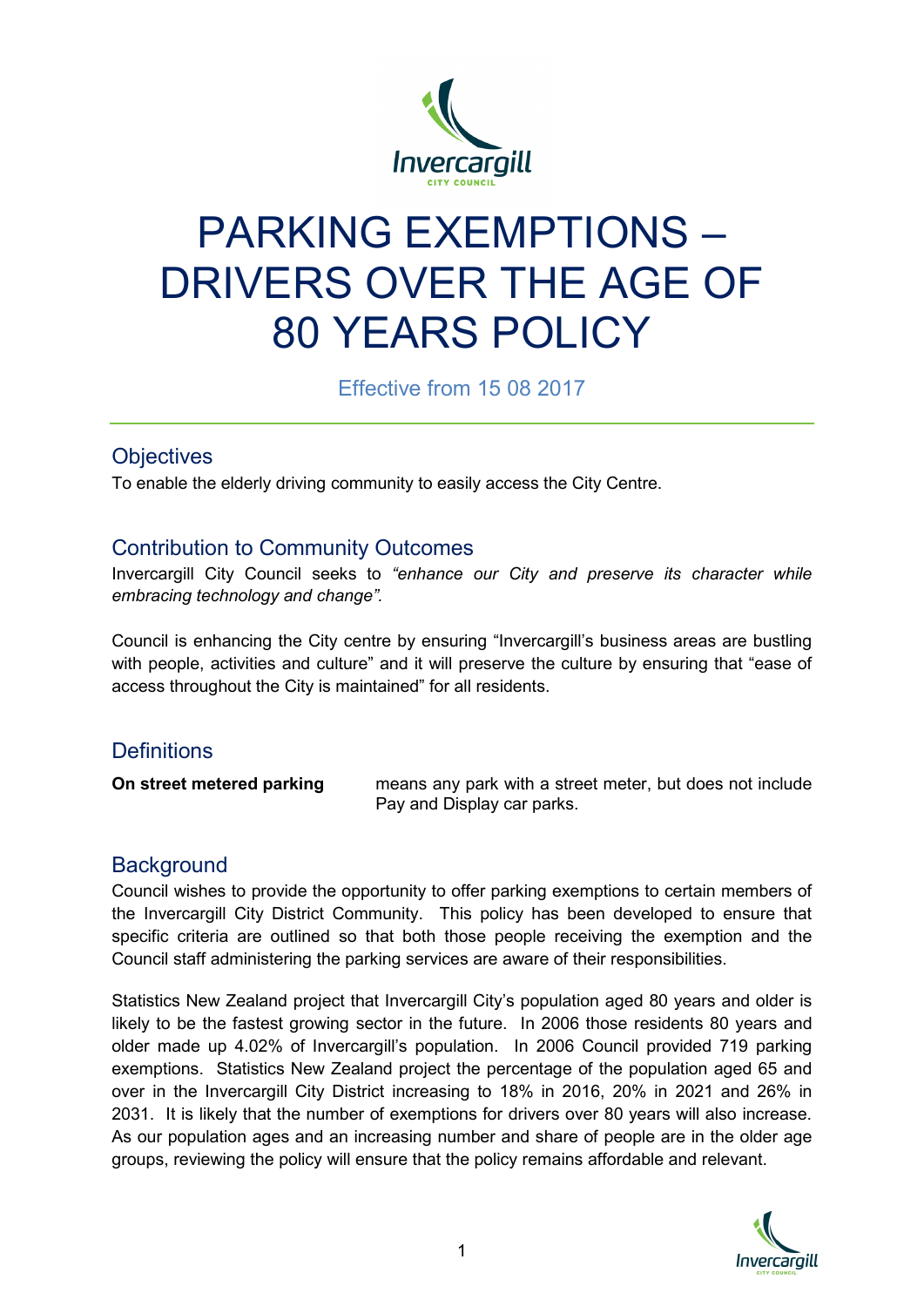# PARKING EXEMPTIONS – DRIVERS OVER THE AGE OF 80 YEARS POLICY

Effective from 15 08 2017

## Objectives

To enable the elderly driving community to easily access the City Centre.

## Contribution to Community Outcomes

Invercargill City Council seeks to *"enhance our City and preserve its character while embracing technology and change".*

Council is enhancing the City centre by ensuring "Invercargill's business areas are bustling with people, activities and culture" and it will preserve the culture by ensuring that "ease of access throughout the City is maintained" for all residents.

## Definitions

**On street metered parking** means any park with a street meter, but does not include Pay and Display car parks.

## Background

Council wishes to provide the opportunity to offer parking exemptions to certain members of the Invercargill City District Community. This policy has been developed to ensure that specific criteria are outlined so that both those people receiving the exemption and the Council staff administering the parking services are aware of their responsibilities.

Statistics New Zealand project that Invercargill City's population aged 80 years and older is likely to be the fastest growing sector in the future. In 2006 those residents 80 years and older made up 4.02% of Invercargill's population. In 2006 Council provided 719 parking exemptions. Statistics New Zealand project the percentage of the population aged 65 and over in the Invercargill City District increasing to 18% in 2016, 20% in 2021 and 26% in 2031. It is likely that the number of exemptions for drivers over 80 years will also increase. As our population ages and an increasing number and share of people are in the older age groups, reviewing the policy will ensure that the policy remains affordable and relevant.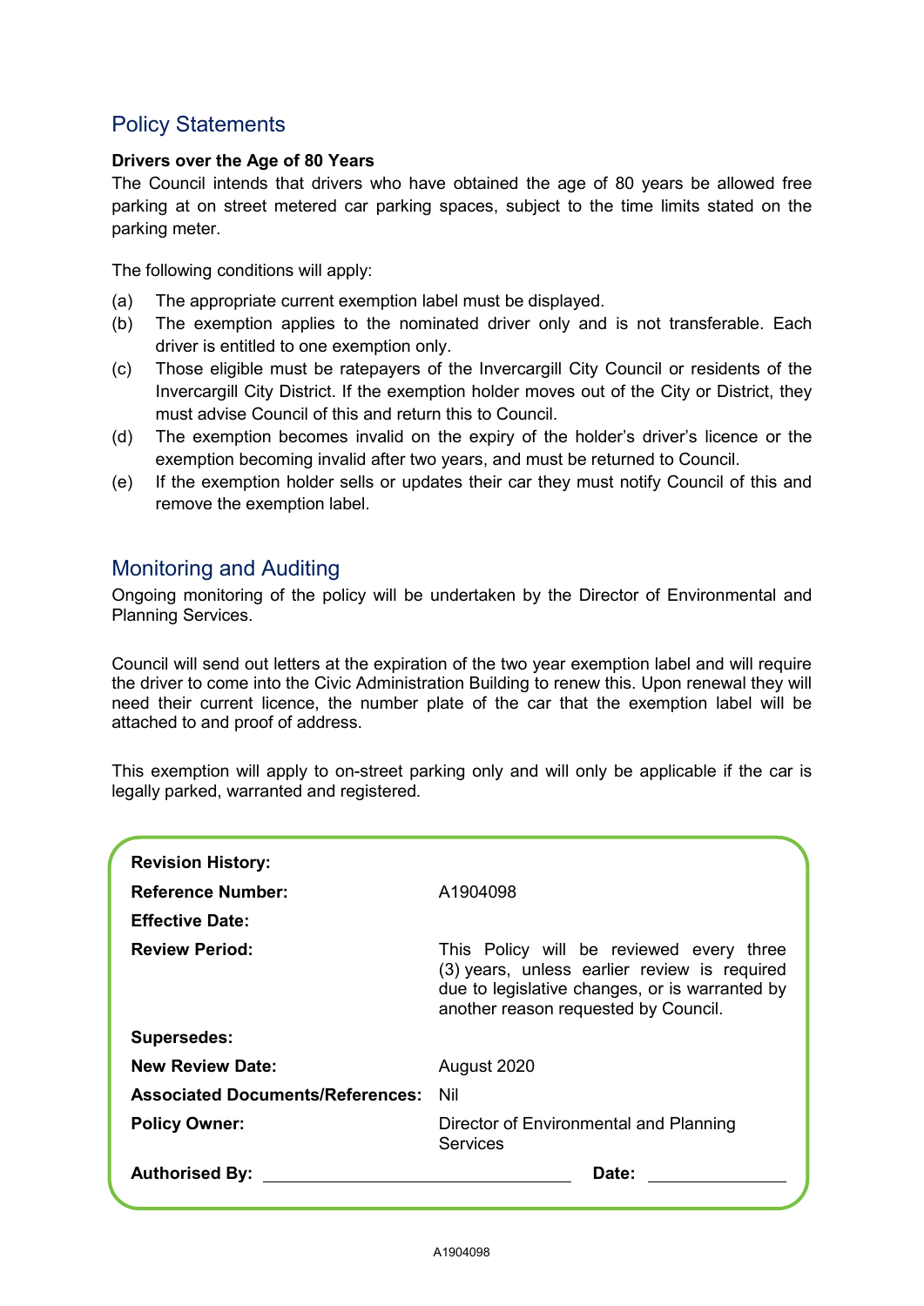## Policy Statements

**Drivers over the Age of 80 Years**

The Council intends that drivers who have obtained the age of 80 years be allowed free parking at on street metered car parking spaces, subject to the time limits stated on the parking meter.

The following conditions will apply:

(a) The appropriate current exemption label must be displayed.

(b) The exemption applies to the nominated driver only and is not transferable. Each driver is entitled to one exemption only.

(c) Those eligible must be ratepayers of the Invercargill City Council or residents of the Invercargill City District. If the exemption holder moves out of the City or District, they must advise Council of this and return this to Council.

(d) The exemption becomes invalid on the expiry of the holder's driver's licence or the exemption becoming invalid after two years, and must be returned to Council.

(e) If the exemption holder sells or updates their car they must notify Council of this and remove the exemption label.

## Monitoring and Auditing

Ongoing monitoring of the policy will be undertaken by the Director of Environmental and Planning Services.

Council will send out letters at the expiration of the two year exemption label and will require the driver to come into the Civic Administration Building to renew this. Upon renewal they will need their current licence, the number plate of the car that the exemption label will be attached to and proof of address.

This exemption will apply to on-street parking only and will only be applicable if the car is legally parked, warranted and registered.

| | |
|---|---|
| **Revision History:** | |
| **Reference Number:** | A1904098 |
| **Effective Date:** | |
| **Review Period:** | This Policy will be reviewed every three (3) years, unless earlier review is required due to legislative changes, or is warranted by another reason requested by Council. |
| **Supersedes:** | |
| **New Review Date:** | August 2020 |
| **Associated Documents/References:** | Nil |
| **Policy Owner:** | Director of Environmental and Planning Services |
| **Authorised By:** ______________________ | **Date:** ____________ |